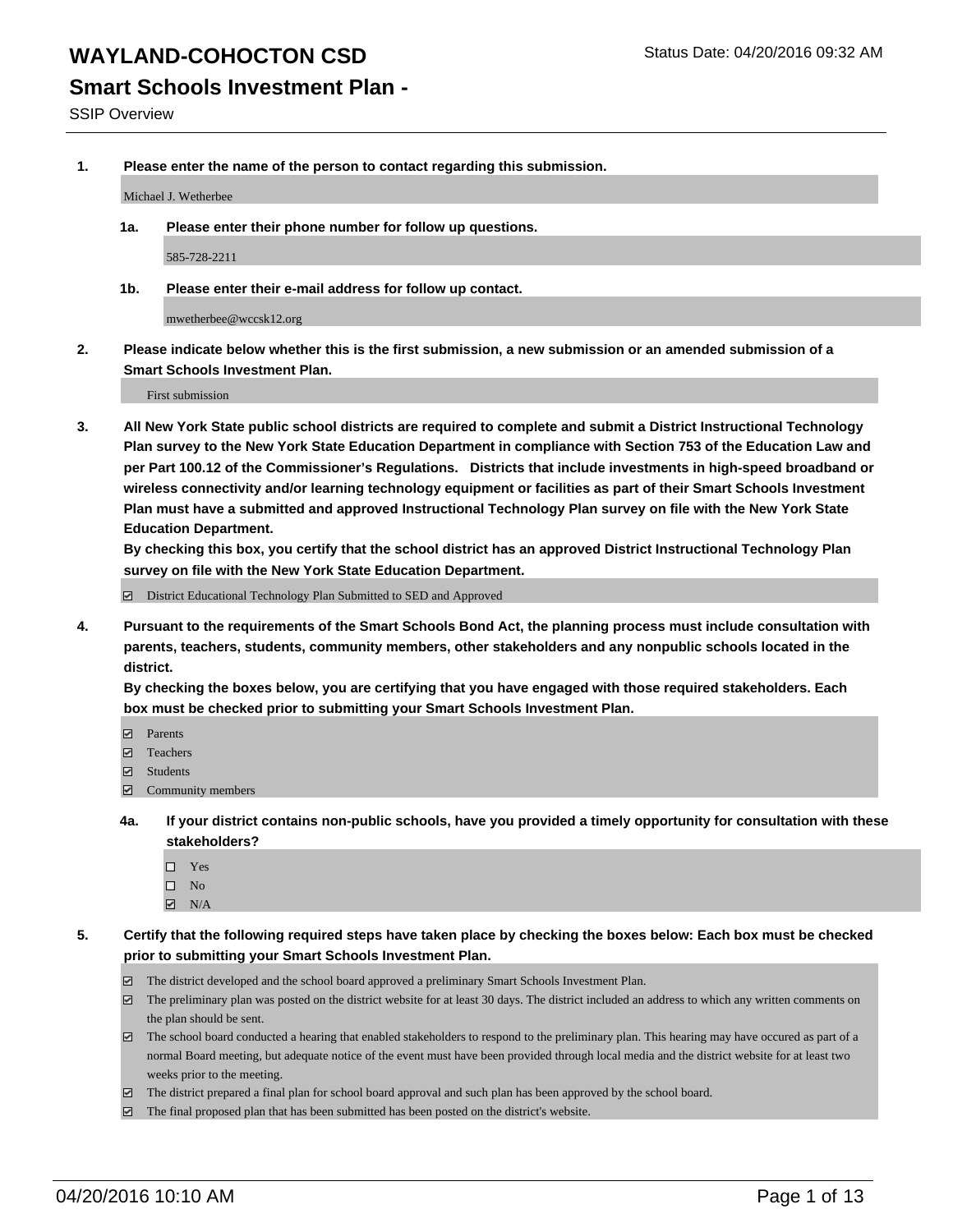# WAYLAND-COHOCTON CSD

Status Date: 04/20/2016 09:32 AM

## Smart Schools Investment Plan -

SSIP Overview

**1. Please enter the name of the person to contact regarding this submission.**

Michael J. Wetherbee

**1a. Please enter their phone number for follow up questions.**

585-728-2211

**1b. Please enter their e-mail address for follow up contact.**

mwetherbee@wccsk12.org

**2. Please indicate below whether this is the first submission, a new submission or an amended submission of a Smart Schools Investment Plan.**

First submission

**3. All New York State public school districts are required to complete and submit a District Instructional Technology Plan survey to the New York State Education Department in compliance with Section 753 of the Education Law and per Part 100.12 of the Commissioner's Regulations. Districts that include investments in high-speed broadband or wireless connectivity and/or learning technology equipment or facilities as part of their Smart Schools Investment Plan must have a submitted and approved Instructional Technology Plan survey on file with the New York State Education Department.**
**By checking this box, you certify that the school district has an approved District Instructional Technology Plan survey on file with the New York State Education Department.**

- [x] District Educational Technology Plan Submitted to SED and Approved

**4. Pursuant to the requirements of the Smart Schools Bond Act, the planning process must include consultation with parents, teachers, students, community members, other stakeholders and any nonpublic schools located in the district.**
**By checking the boxes below, you are certifying that you have engaged with those required stakeholders. Each box must be checked prior to submitting your Smart Schools Investment Plan.**

- [x] Parents
- [x] Teachers
- [x] Students
- [x] Community members

**4a. If your district contains non-public schools, have you provided a timely opportunity for consultation with these stakeholders?**

- [ ] Yes
- [ ] No
- [x] N/A

**5. Certify that the following required steps have taken place by checking the boxes below: Each box must be checked prior to submitting your Smart Schools Investment Plan.**

- [x] The district developed and the school board approved a preliminary Smart Schools Investment Plan.
- [x] The preliminary plan was posted on the district website for at least 30 days. The district included an address to which any written comments on the plan should be sent.
- [x] The school board conducted a hearing that enabled stakeholders to respond to the preliminary plan. This hearing may have occured as part of a normal Board meeting, but adequate notice of the event must have been provided through local media and the district website for at least two weeks prior to the meeting.
- [x] The district prepared a final plan for school board approval and such plan has been approved by the school board.
- [x] The final proposed plan that has been submitted has been posted on the district's website.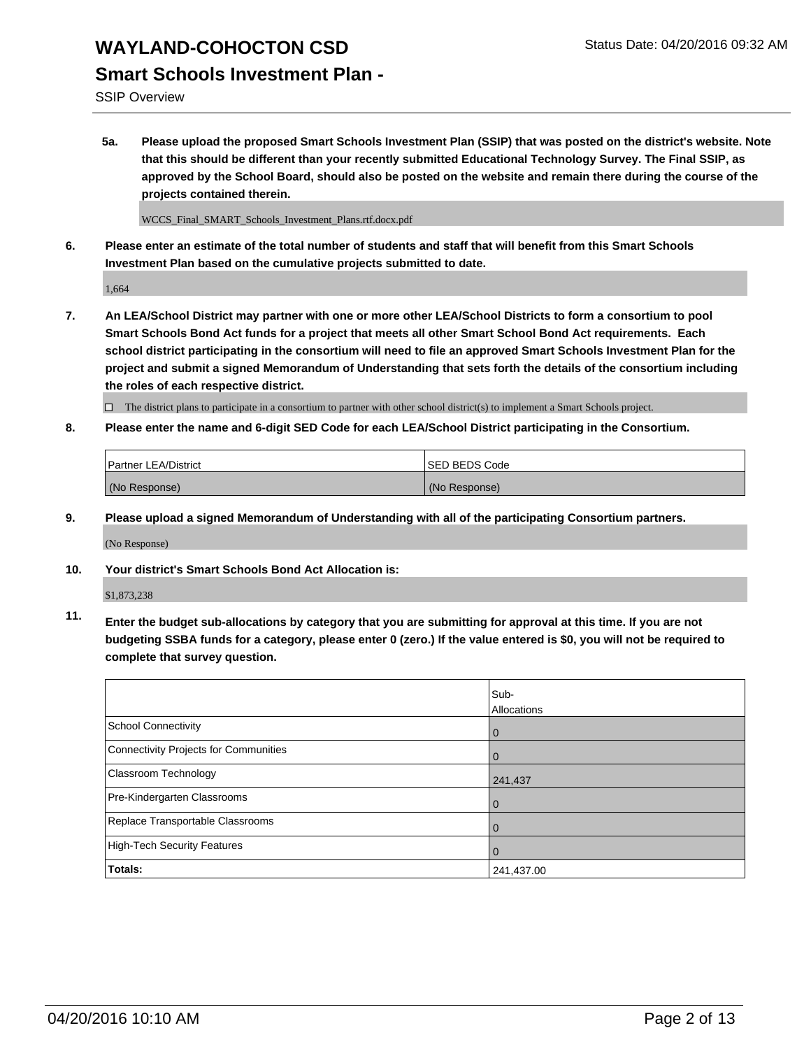# WAYLAND-COHOCTON CSD

## Smart Schools Investment Plan -

SSIP Overview

**5a. Please upload the proposed Smart Schools Investment Plan (SSIP) that was posted on the district's website. Note that this should be different than your recently submitted Educational Technology Survey. The Final SSIP, as approved by the School Board, should also be posted on the website and remain there during the course of the projects contained therein.**

WCCS_Final_SMART_Schools_Investment_Plans.rtf.docx.pdf

**6. Please enter an estimate of the total number of students and staff that will benefit from this Smart Schools Investment Plan based on the cumulative projects submitted to date.**

1,664

**7. An LEA/School District may partner with one or more other LEA/School Districts to form a consortium to pool Smart Schools Bond Act funds for a project that meets all other Smart School Bond Act requirements. Each school district participating in the consortium will need to file an approved Smart Schools Investment Plan for the project and submit a signed Memorandum of Understanding that sets forth the details of the consortium including the roles of each respective district.**

☐ The district plans to participate in a consortium to partner with other school district(s) to implement a Smart Schools project.

**8. Please enter the name and 6-digit SED Code for each LEA/School District participating in the Consortium.**

| Partner LEA/District | SED BEDS Code |
|---|---|
| (No Response) | (No Response) |

**9. Please upload a signed Memorandum of Understanding with all of the participating Consortium partners.**

(No Response)

**10. Your district's Smart Schools Bond Act Allocation is:**

$1,873,238

**11. Enter the budget sub-allocations by category that you are submitting for approval at this time. If you are not budgeting SSBA funds for a category, please enter 0 (zero.) If the value entered is $0, you will not be required to complete that survey question.**

| | Sub-Allocations |
|---|---|
| School Connectivity | 0 |
| Connectivity Projects for Communities | 0 |
| Classroom Technology | 241,437 |
| Pre-Kindergarten Classrooms | 0 |
| Replace Transportable Classrooms | 0 |
| High-Tech Security Features | 0 |
| **Totals:** | 241,437.00 |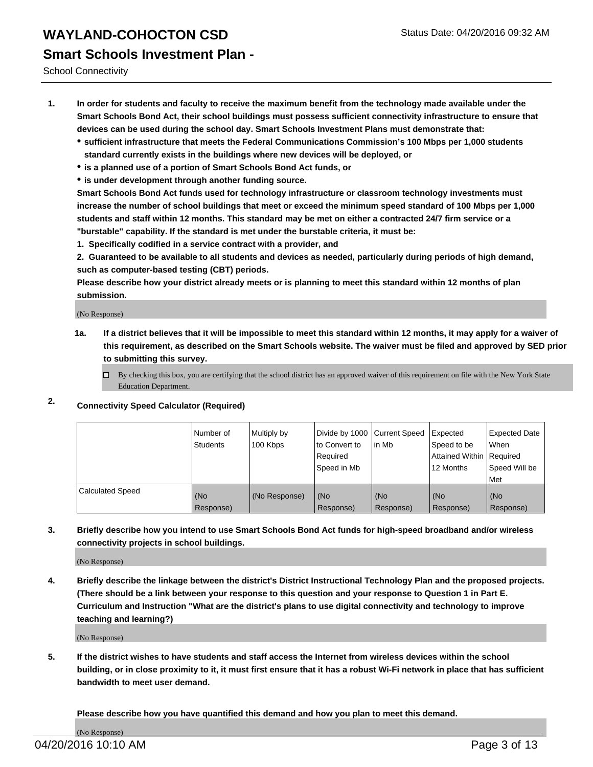# WAYLAND-COHOCTON CSD

Status Date: 04/20/2016 09:32 AM

## Smart Schools Investment Plan -

School Connectivity

1. **In order for students and faculty to receive the maximum benefit from the technology made available under the Smart Schools Bond Act, their school buildings must possess sufficient connectivity infrastructure to ensure that devices can be used during the school day. Smart Schools Investment Plans must demonstrate that:**
   - **sufficient infrastructure that meets the Federal Communications Commission's 100 Mbps per 1,000 students standard currently exists in the buildings where new devices will be deployed, or**
   - **is a planned use of a portion of Smart Schools Bond Act funds, or**
   - **is under development through another funding source.**

   **Smart Schools Bond Act funds used for technology infrastructure or classroom technology investments must increase the number of school buildings that meet or exceed the minimum speed standard of 100 Mbps per 1,000 students and staff within 12 months. This standard may be met on either a contracted 24/7 firm service or a "burstable" capability. If the standard is met under the burstable criteria, it must be:**

   **1. Specifically codified in a service contract with a provider, and**

   **2. Guaranteed to be available to all students and devices as needed, particularly during periods of high demand, such as computer-based testing (CBT) periods.**

   **Please describe how your district already meets or is planning to meet this standard within 12 months of plan submission.**

   (No Response)

   **1a. If a district believes that it will be impossible to meet this standard within 12 months, it may apply for a waiver of this requirement, as described on the Smart Schools website. The waiver must be filed and approved by SED prior to submitting this survey.**

   ☐ By checking this box, you are certifying that the school district has an approved waiver of this requirement on file with the New York State Education Department.

2. **Connectivity Speed Calculator (Required)**

| | Number of Students | Multiply by 100 Kbps | Divide by 1000 to Convert to Required Speed in Mb | Current Speed in Mb | Expected Speed to be Attained Within 12 Months | Expected Date When Required Speed Will be Met |
|---|---|---|---|---|---|---|
| Calculated Speed | (No Response) | (No Response) | (No Response) | (No Response) | (No Response) | (No Response) |

3. **Briefly describe how you intend to use Smart Schools Bond Act funds for high-speed broadband and/or wireless connectivity projects in school buildings.**

   (No Response)

4. **Briefly describe the linkage between the district's District Instructional Technology Plan and the proposed projects. (There should be a link between your response to this question and your response to Question 1 in Part E. Curriculum and Instruction "What are the district's plans to use digital connectivity and technology to improve teaching and learning?)**

   (No Response)

5. **If the district wishes to have students and staff access the Internet from wireless devices within the school building, or in close proximity to it, it must first ensure that it has a robust Wi-Fi network in place that has sufficient bandwidth to meet user demand.**

   **Please describe how you have quantified this demand and how you plan to meet this demand.**

   (No Response)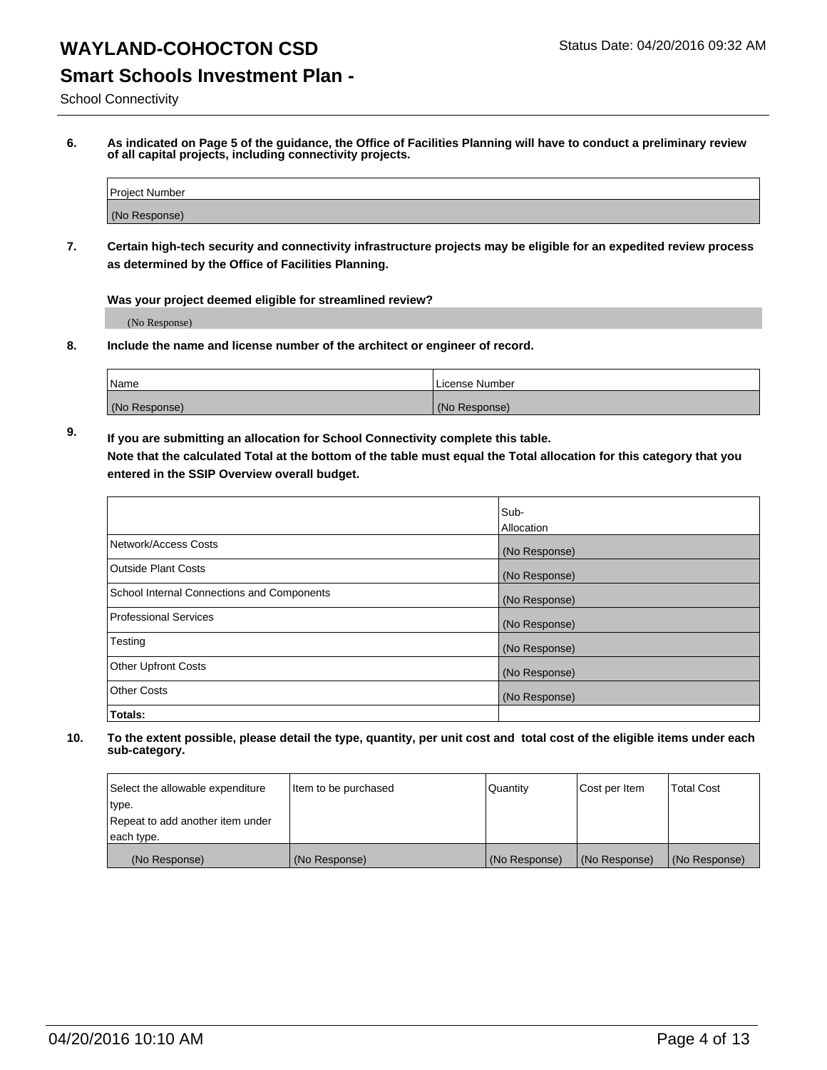# WAYLAND-COHOCTON CSD

Status Date: 04/20/2016 09:32 AM

## Smart Schools Investment Plan -

School Connectivity

**6. As indicated on Page 5 of the guidance, the Office of Facilities Planning will have to conduct a preliminary review of all capital projects, including connectivity projects.**

| Project Number |
| --- |
| (No Response) |

**7. Certain high-tech security and connectivity infrastructure projects may be eligible for an expedited review process as determined by the Office of Facilities Planning.**

**Was your project deemed eligible for streamlined review?**

(No Response)

**8. Include the name and license number of the architect or engineer of record.**

| Name | License Number |
| --- | --- |
| (No Response) | (No Response) |

**9. If you are submitting an allocation for School Connectivity complete this table. Note that the calculated Total at the bottom of the table must equal the Total allocation for this category that you entered in the SSIP Overview overall budget.**

| | Sub-Allocation |
| --- | --- |
| Network/Access Costs | (No Response) |
| Outside Plant Costs | (No Response) |
| School Internal Connections and Components | (No Response) |
| Professional Services | (No Response) |
| Testing | (No Response) |
| Other Upfront Costs | (No Response) |
| Other Costs | (No Response) |
| **Totals:** | |

**10. To the extent possible, please detail the type, quantity, per unit cost and total cost of the eligible items under each sub-category.**

| Select the allowable expenditure type. Repeat to add another item under each type. | Item to be purchased | Quantity | Cost per Item | Total Cost |
| --- | --- | --- | --- | --- |
| (No Response) | (No Response) | (No Response) | (No Response) | (No Response) |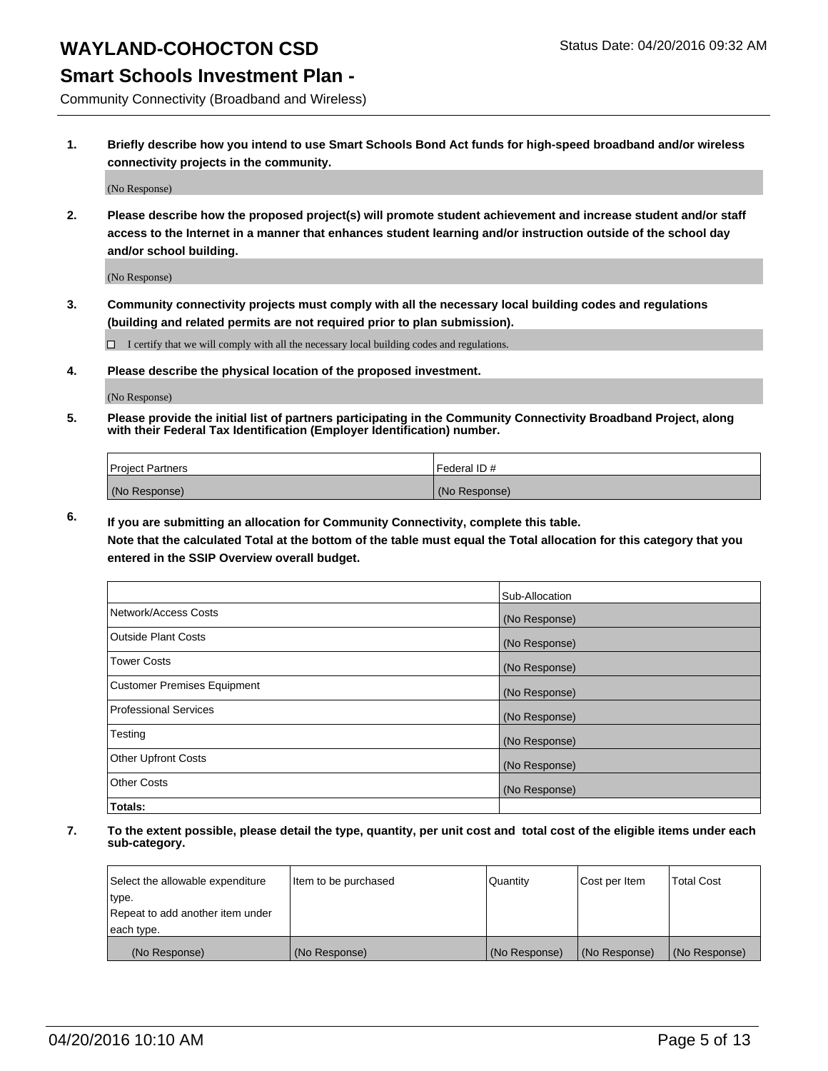# WAYLAND-COHOCTON CSD

Status Date: 04/20/2016 09:32 AM

## Smart Schools Investment Plan -

Community Connectivity (Broadband and Wireless)

**1. Briefly describe how you intend to use Smart Schools Bond Act funds for high-speed broadband and/or wireless connectivity projects in the community.**

(No Response)

**2. Please describe how the proposed project(s) will promote student achievement and increase student and/or staff access to the Internet in a manner that enhances student learning and/or instruction outside of the school day and/or school building.**

(No Response)

**3. Community connectivity projects must comply with all the necessary local building codes and regulations (building and related permits are not required prior to plan submission).**

☐ I certify that we will comply with all the necessary local building codes and regulations.

**4. Please describe the physical location of the proposed investment.**

(No Response)

**5. Please provide the initial list of partners participating in the Community Connectivity Broadband Project, along with their Federal Tax Identification (Employer Identification) number.**

| Project Partners | Federal ID # |
|---|---|
| (No Response) | (No Response) |

**6. If you are submitting an allocation for Community Connectivity, complete this table. Note that the calculated Total at the bottom of the table must equal the Total allocation for this category that you entered in the SSIP Overview overall budget.**

| | Sub-Allocation |
|---|---|
| Network/Access Costs | (No Response) |
| Outside Plant Costs | (No Response) |
| Tower Costs | (No Response) |
| Customer Premises Equipment | (No Response) |
| Professional Services | (No Response) |
| Testing | (No Response) |
| Other Upfront Costs | (No Response) |
| Other Costs | (No Response) |
| **Totals:** | |

**7. To the extent possible, please detail the type, quantity, per unit cost and total cost of the eligible items under each sub-category.**

| Select the allowable expenditure type. Repeat to add another item under each type. | Item to be purchased | Quantity | Cost per Item | Total Cost |
|---|---|---|---|---|
| (No Response) | (No Response) | (No Response) | (No Response) | (No Response) |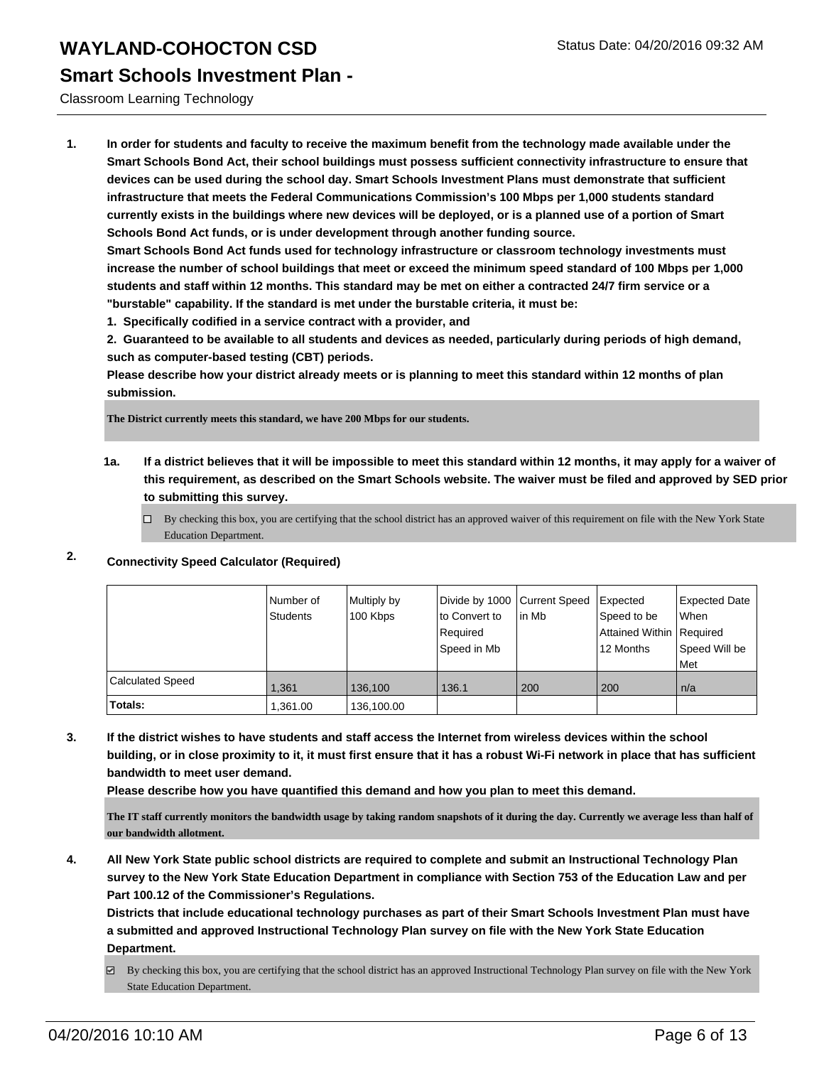# WAYLAND-COHOCTON CSD

Status Date: 04/20/2016 09:32 AM

## Smart Schools Investment Plan -

Classroom Learning Technology

**1. In order for students and faculty to receive the maximum benefit from the technology made available under the Smart Schools Bond Act, their school buildings must possess sufficient connectivity infrastructure to ensure that devices can be used during the school day. Smart Schools Investment Plans must demonstrate that sufficient infrastructure that meets the Federal Communications Commission's 100 Mbps per 1,000 students standard currently exists in the buildings where new devices will be deployed, or is a planned use of a portion of Smart Schools Bond Act funds, or is under development through another funding source.**

**Smart Schools Bond Act funds used for technology infrastructure or classroom technology investments must increase the number of school buildings that meet or exceed the minimum speed standard of 100 Mbps per 1,000 students and staff within 12 months. This standard may be met on either a contracted 24/7 firm service or a "burstable" capability. If the standard is met under the burstable criteria, it must be:**

**1. Specifically codified in a service contract with a provider, and**

**2. Guaranteed to be available to all students and devices as needed, particularly during periods of high demand, such as computer-based testing (CBT) periods.**

**Please describe how your district already meets or is planning to meet this standard within 12 months of plan submission.**

The District currently meets this standard, we have 200 Mbps for our students.

**1a. If a district believes that it will be impossible to meet this standard within 12 months, it may apply for a waiver of this requirement, as described on the Smart Schools website. The waiver must be filed and approved by SED prior to submitting this survey.**

☐ By checking this box, you are certifying that the school district has an approved waiver of this requirement on file with the New York State Education Department.

**2. Connectivity Speed Calculator (Required)**

| | Number of Students | Multiply by 100 Kbps | Divide by 1000 to Convert to Required Speed in Mb | Current Speed in Mb | Expected Speed to be Attained Within 12 Months | Expected Date When Required Speed Will be Met |
|---|---|---|---|---|---|---|
| Calculated Speed | 1,361 | 136,100 | 136.1 | 200 | 200 | n/a |
| **Totals:** | 1,361.00 | 136,100.00 | | | | |

**3. If the district wishes to have students and staff access the Internet from wireless devices within the school building, or in close proximity to it, it must first ensure that it has a robust Wi-Fi network in place that has sufficient bandwidth to meet user demand.**

**Please describe how you have quantified this demand and how you plan to meet this demand.**

The IT staff currently monitors the bandwidth usage by taking random snapshots of it during the day. Currently we average less than half of our bandwidth allotment.

**4. All New York State public school districts are required to complete and submit an Instructional Technology Plan survey to the New York State Education Department in compliance with Section 753 of the Education Law and per Part 100.12 of the Commissioner's Regulations.**

**Districts that include educational technology purchases as part of their Smart Schools Investment Plan must have a submitted and approved Instructional Technology Plan survey on file with the New York State Education Department.**

☑ By checking this box, you are certifying that the school district has an approved Instructional Technology Plan survey on file with the New York State Education Department.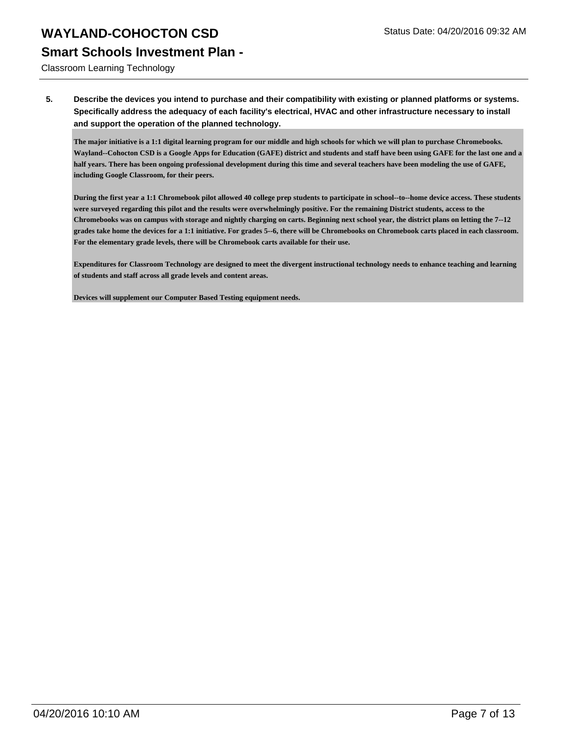# WAYLAND-COHOCTON CSD

## Smart Schools Investment Plan -

Classroom Learning Technology

**5. Describe the devices you intend to purchase and their compatibility with existing or planned platforms or systems. Specifically address the adequacy of each facility's electrical, HVAC and other infrastructure necessary to install and support the operation of the planned technology.**

**The major initiative is a 1:1 digital learning program for our middle and high schools for which we will plan to purchase Chromebooks. Wayland--Cohocton CSD is a Google Apps for Education (GAFE) district and students and staff have been using GAFE for the last one and a half years. There has been ongoing professional development during this time and several teachers have been modeling the use of GAFE, including Google Classroom, for their peers.**

**During the first year a 1:1 Chromebook pilot allowed 40 college prep students to participate in school--to--home device access. These students were surveyed regarding this pilot and the results were overwhelmingly positive. For the remaining District students, access to the Chromebooks was on campus with storage and nightly charging on carts. Beginning next school year, the district plans on letting the 7--12 grades take home the devices for a 1:1 initiative. For grades 5--6, there will be Chromebooks on Chromebook carts placed in each classroom. For the elementary grade levels, there will be Chromebook carts available for their use.**

**Expenditures for Classroom Technology are designed to meet the divergent instructional technology needs to enhance teaching and learning of students and staff across all grade levels and content areas.**

**Devices will supplement our Computer Based Testing equipment needs.**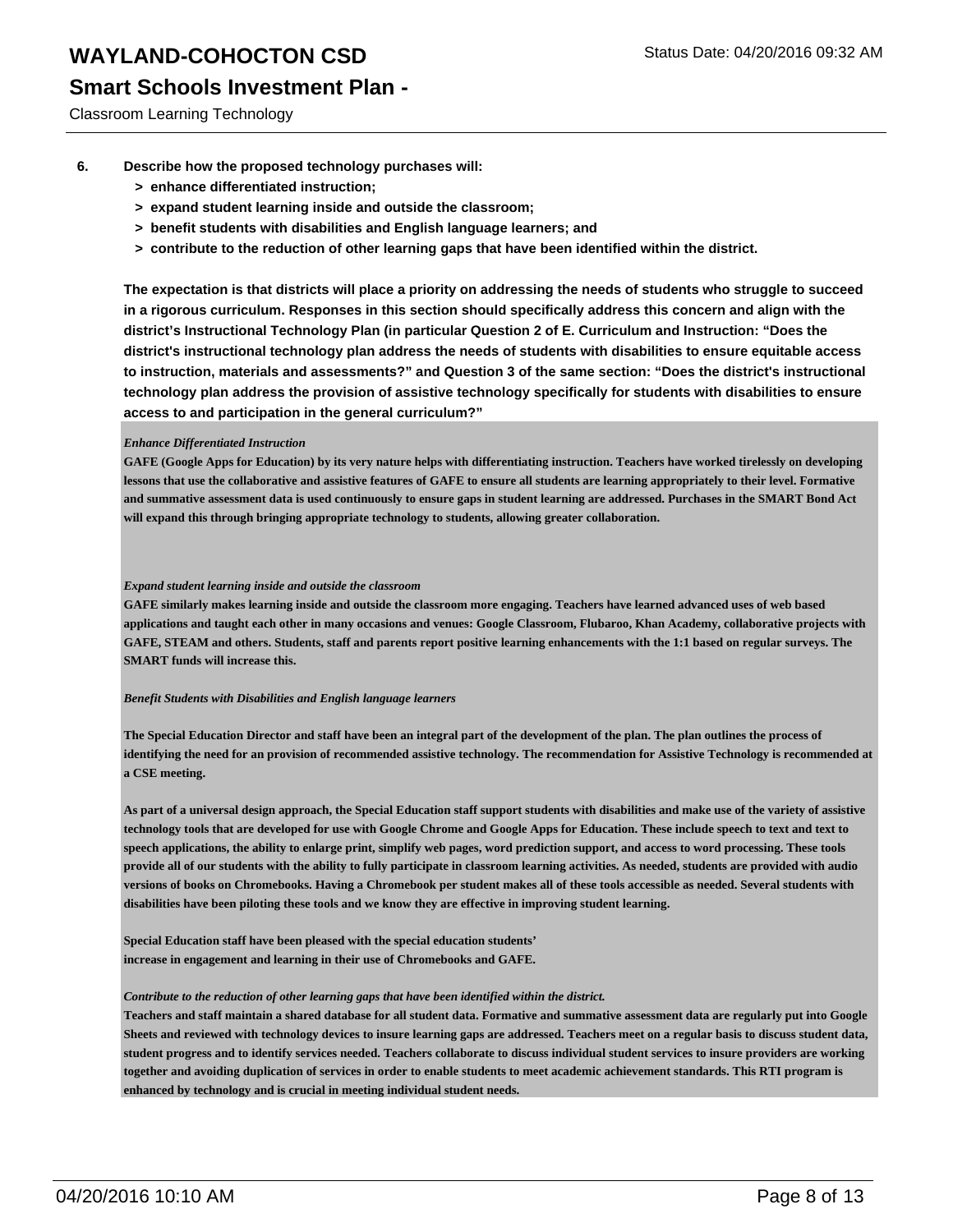6. **Describe how the proposed technology purchases will:**
   - **> enhance differentiated instruction;**
   - **> expand student learning inside and outside the classroom;**
   - **> benefit students with disabilities and English language learners; and**
   - **> contribute to the reduction of other learning gaps that have been identified within the district.**

**The expectation is that districts will place a priority on addressing the needs of students who struggle to succeed in a rigorous curriculum. Responses in this section should specifically address this concern and align with the district's Instructional Technology Plan (in particular Question 2 of E. Curriculum and Instruction: "Does the district's instructional technology plan address the needs of students with disabilities to ensure equitable access to instruction, materials and assessments?" and Question 3 of the same section: "Does the district's instructional technology plan address the provision of assistive technology specifically for students with disabilities to ensure access to and participation in the general curriculum?"**

***Enhance Differentiated Instruction***

**GAFE (Google Apps for Education) by its very nature helps with differentiating instruction. Teachers have worked tirelessly on developing lessons that use the collaborative and assistive features of GAFE to ensure all students are learning appropriately to their level. Formative and summative assessment data is used continuously to ensure gaps in student learning are addressed. Purchases in the SMART Bond Act will expand this through bringing appropriate technology to students, allowing greater collaboration.**

***Expand student learning inside and outside the classroom***

**GAFE similarly makes learning inside and outside the classroom more engaging. Teachers have learned advanced uses of web based applications and taught each other in many occasions and venues: Google Classroom, Flubaroo, Khan Academy, collaborative projects with GAFE, STEAM and others. Students, staff and parents report positive learning enhancements with the 1:1 based on regular surveys. The SMART funds will increase this.**

***Benefit Students with Disabilities and English language learners***

**The Special Education Director and staff have been an integral part of the development of the plan. The plan outlines the process of identifying the need for an provision of recommended assistive technology. The recommendation for Assistive Technology is recommended at a CSE meeting.**

**As part of a universal design approach, the Special Education staff support students with disabilities and make use of the variety of assistive technology tools that are developed for use with Google Chrome and Google Apps for Education. These include speech to text and text to speech applications, the ability to enlarge print, simplify web pages, word prediction support, and access to word processing. These tools provide all of our students with the ability to fully participate in classroom learning activities. As needed, students are provided with audio versions of books on Chromebooks. Having a Chromebook per student makes all of these tools accessible as needed. Several students with disabilities have been piloting these tools and we know they are effective in improving student learning.**

**Special Education staff have been pleased with the special education students' increase in engagement and learning in their use of Chromebooks and GAFE.**

***Contribute to the reduction of other learning gaps that have been identified within the district.***

**Teachers and staff maintain a shared database for all student data. Formative and summative assessment data are regularly put into Google Sheets and reviewed with technology devices to insure learning gaps are addressed. Teachers meet on a regular basis to discuss student data, student progress and to identify services needed. Teachers collaborate to discuss individual student services to insure providers are working together and avoiding duplication of services in order to enable students to meet academic achievement standards. This RTI program is enhanced by technology and is crucial in meeting individual student needs.**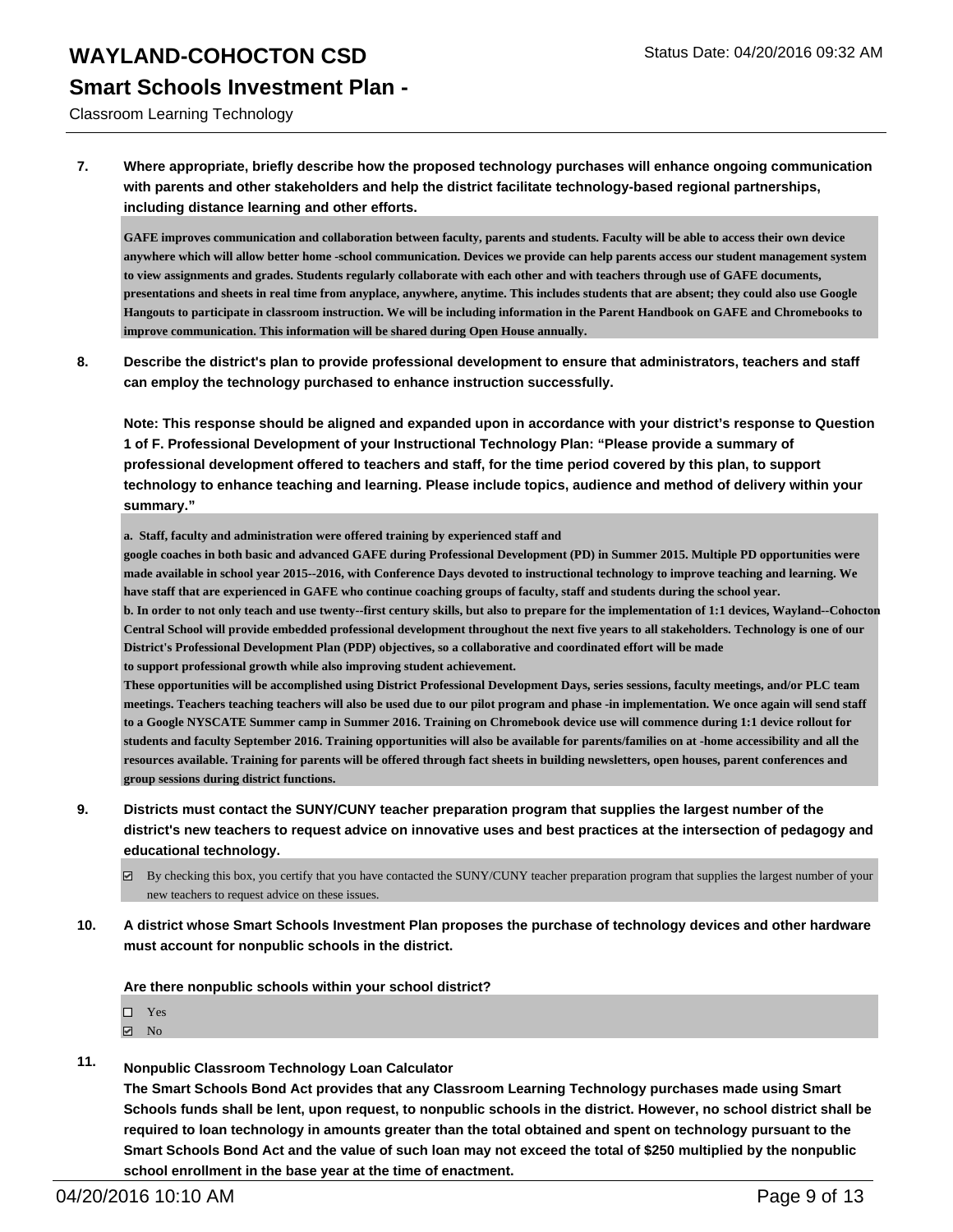**7. Where appropriate, briefly describe how the proposed technology purchases will enhance ongoing communication with parents and other stakeholders and help the district facilitate technology-based regional partnerships, including distance learning and other efforts.**

GAFE improves communication and collaboration between faculty, parents and students. Faculty will be able to access their own device anywhere which will allow better home -school communication. Devices we provide can help parents access our student management system to view assignments and grades. Students regularly collaborate with each other and with teachers through use of GAFE documents, presentations and sheets in real time from anyplace, anywhere, anytime. This includes students that are absent; they could also use Google Hangouts to participate in classroom instruction. We will be including information in the Parent Handbook on GAFE and Chromebooks to improve communication. This information will be shared during Open House annually.

**8. Describe the district's plan to provide professional development to ensure that administrators, teachers and staff can employ the technology purchased to enhance instruction successfully.**

**Note: This response should be aligned and expanded upon in accordance with your district's response to Question 1 of F. Professional Development of your Instructional Technology Plan: "Please provide a summary of professional development offered to teachers and staff, for the time period covered by this plan, to support technology to enhance teaching and learning. Please include topics, audience and method of delivery within your summary."**

a. Staff, faculty and administration were offered training by experienced staff and google coaches in both basic and advanced GAFE during Professional Development (PD) in Summer 2015. Multiple PD opportunities were made available in school year 2015--2016, with Conference Days devoted to instructional technology to improve teaching and learning. We have staff that are experienced in GAFE who continue coaching groups of faculty, staff and students during the school year.

b. In order to not only teach and use twenty--first century skills, but also to prepare for the implementation of 1:1 devices, Wayland--Cohocton Central School will provide embedded professional development throughout the next five years to all stakeholders. Technology is one of our District's Professional Development Plan (PDP) objectives, so a collaborative and coordinated effort will be made to support professional growth while also improving student achievement.

These opportunities will be accomplished using District Professional Development Days, series sessions, faculty meetings, and/or PLC team meetings. Teachers teaching teachers will also be used due to our pilot program and phase -in implementation. We once again will send staff to a Google NYSCATE Summer camp in Summer 2016. Training on Chromebook device use will commence during 1:1 device rollout for students and faculty September 2016. Training opportunities will also be available for parents/families on at -home accessibility and all the resources available. Training for parents will be offered through fact sheets in building newsletters, open houses, parent conferences and group sessions during district functions.

**9. Districts must contact the SUNY/CUNY teacher preparation program that supplies the largest number of the district's new teachers to request advice on innovative uses and best practices at the intersection of pedagogy and educational technology.**

☑ By checking this box, you certify that you have contacted the SUNY/CUNY teacher preparation program that supplies the largest number of your new teachers to request advice on these issues.

**10. A district whose Smart Schools Investment Plan proposes the purchase of technology devices and other hardware must account for nonpublic schools in the district.**

**Are there nonpublic schools within your school district?**

☐ Yes
☑ No

**11. Nonpublic Classroom Technology Loan Calculator**

**The Smart Schools Bond Act provides that any Classroom Learning Technology purchases made using Smart Schools funds shall be lent, upon request, to nonpublic schools in the district. However, no school district shall be required to loan technology in amounts greater than the total obtained and spent on technology pursuant to the Smart Schools Bond Act and the value of such loan may not exceed the total of $250 multiplied by the nonpublic school enrollment in the base year at the time of enactment.**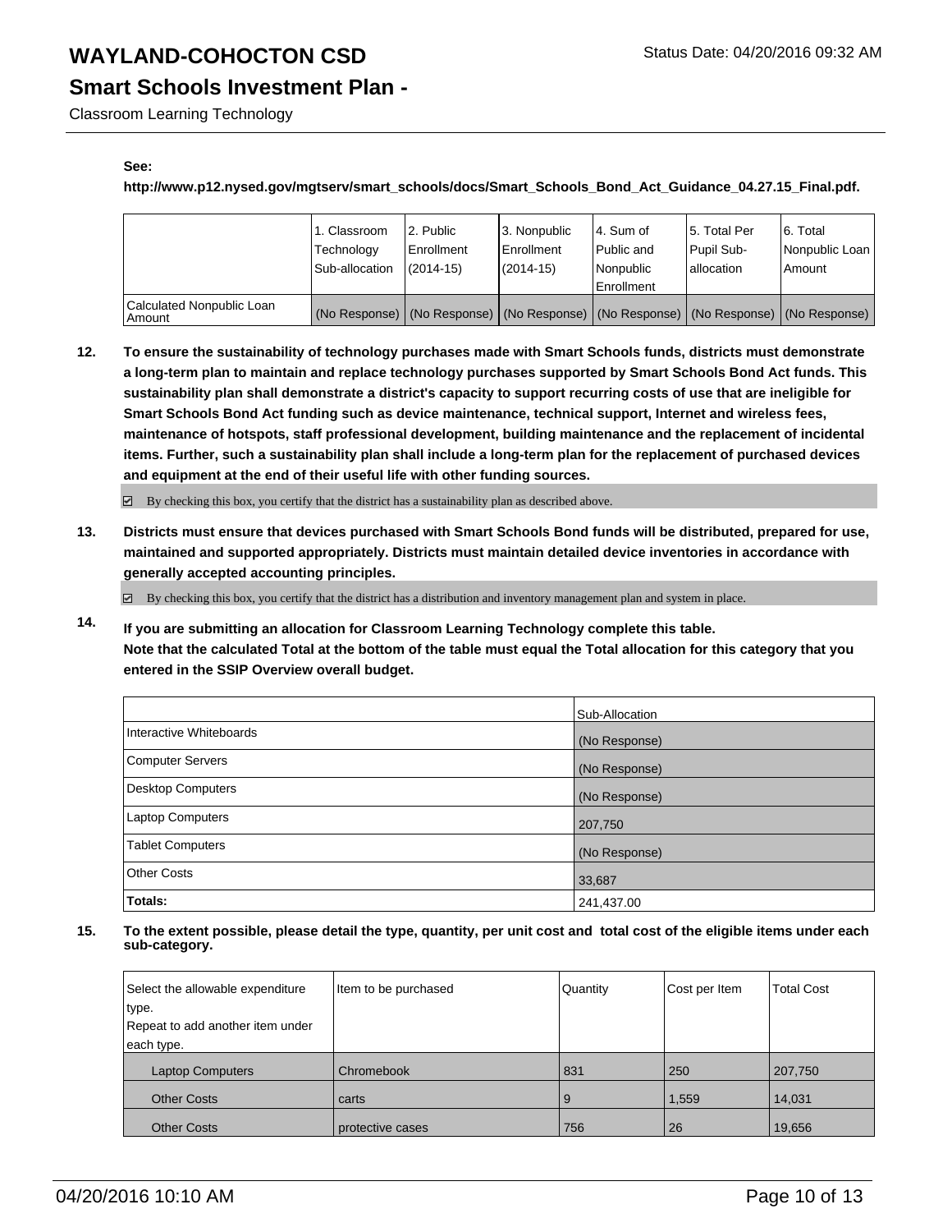**See:**

**http://www.p12.nysed.gov/mgtserv/smart_schools/docs/Smart_Schools_Bond_Act_Guidance_04.27.15_Final.pdf.**

| | 1. Classroom Technology Sub-allocation | 2. Public Enrollment (2014-15) | 3. Nonpublic Enrollment (2014-15) | 4. Sum of Public and Nonpublic Enrollment | 5. Total Per Pupil Sub-allocation | 6. Total Nonpublic Loan Amount |
|---|---|---|---|---|---|---|
| Calculated Nonpublic Loan Amount | (No Response) | (No Response) | (No Response) | (No Response) | (No Response) | (No Response) |

**12. To ensure the sustainability of technology purchases made with Smart Schools funds, districts must demonstrate a long-term plan to maintain and replace technology purchases supported by Smart Schools Bond Act funds. This sustainability plan shall demonstrate a district's capacity to support recurring costs of use that are ineligible for Smart Schools Bond Act funding such as device maintenance, technical support, Internet and wireless fees, maintenance of hotspots, staff professional development, building maintenance and the replacement of incidental items. Further, such a sustainability plan shall include a long-term plan for the replacement of purchased devices and equipment at the end of their useful life with other funding sources.**

☑ By checking this box, you certify that the district has a sustainability plan as described above.

**13. Districts must ensure that devices purchased with Smart Schools Bond funds will be distributed, prepared for use, maintained and supported appropriately. Districts must maintain detailed device inventories in accordance with generally accepted accounting principles.**

☑ By checking this box, you certify that the district has a distribution and inventory management plan and system in place.

**14. If you are submitting an allocation for Classroom Learning Technology complete this table. Note that the calculated Total at the bottom of the table must equal the Total allocation for this category that you entered in the SSIP Overview overall budget.**

| | Sub-Allocation |
|---|---|
| Interactive Whiteboards | (No Response) |
| Computer Servers | (No Response) |
| Desktop Computers | (No Response) |
| Laptop Computers | 207,750 |
| Tablet Computers | (No Response) |
| Other Costs | 33,687 |
| **Totals:** | 241,437.00 |

**15. To the extent possible, please detail the type, quantity, per unit cost and total cost of the eligible items under each sub-category.**

| Select the allowable expenditure type. Repeat to add another item under each type. | Item to be purchased | Quantity | Cost per Item | Total Cost |
|---|---|---|---|---|
| Laptop Computers | Chromebook | 831 | 250 | 207,750 |
| Other Costs | carts | 9 | 1,559 | 14,031 |
| Other Costs | protective cases | 756 | 26 | 19,656 |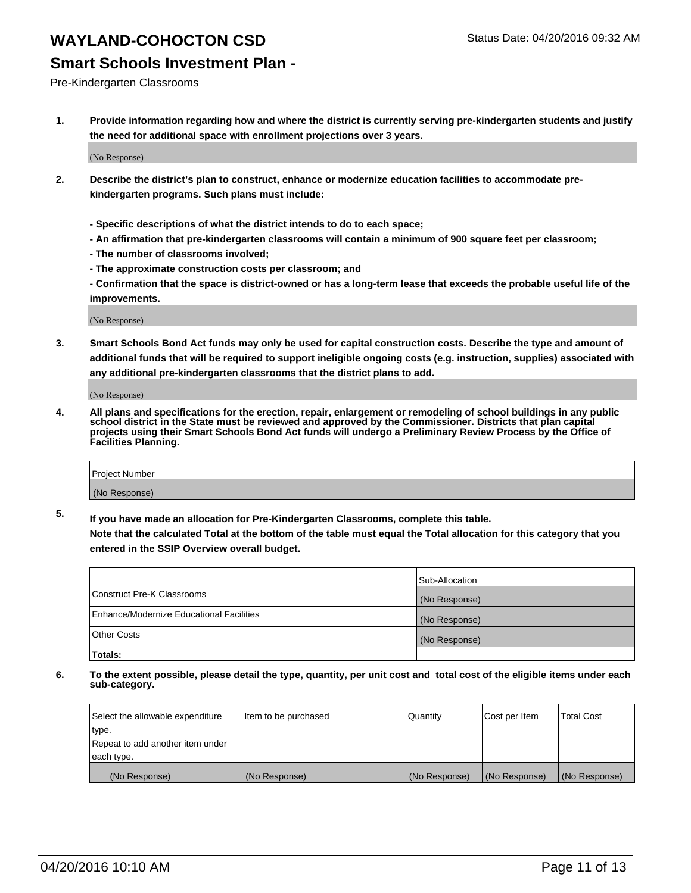# WAYLAND-COHOCTON CSD

Status Date: 04/20/2016 09:32 AM

## Smart Schools Investment Plan -

Pre-Kindergarten Classrooms

**1. Provide information regarding how and where the district is currently serving pre-kindergarten students and justify the need for additional space with enrollment projections over 3 years.**

(No Response)

**2. Describe the district's plan to construct, enhance or modernize education facilities to accommodate pre-kindergarten programs. Such plans must include:**

**- Specific descriptions of what the district intends to do to each space;**
**- An affirmation that pre-kindergarten classrooms will contain a minimum of 900 square feet per classroom;**
**- The number of classrooms involved;**
**- The approximate construction costs per classroom; and**
**- Confirmation that the space is district-owned or has a long-term lease that exceeds the probable useful life of the improvements.**

(No Response)

**3. Smart Schools Bond Act funds may only be used for capital construction costs. Describe the type and amount of additional funds that will be required to support ineligible ongoing costs (e.g. instruction, supplies) associated with any additional pre-kindergarten classrooms that the district plans to add.**

(No Response)

**4. All plans and specifications for the erection, repair, enlargement or remodeling of school buildings in any public school district in the State must be reviewed and approved by the Commissioner. Districts that plan capital projects using their Smart Schools Bond Act funds will undergo a Preliminary Review Process by the Office of Facilities Planning.**

| Project Number |
|---|
| (No Response) |

**5. If you have made an allocation for Pre-Kindergarten Classrooms, complete this table.**
**Note that the calculated Total at the bottom of the table must equal the Total allocation for this category that you entered in the SSIP Overview overall budget.**

| | Sub-Allocation |
|---|---|
| Construct Pre-K Classrooms | (No Response) |
| Enhance/Modernize Educational Facilities | (No Response) |
| Other Costs | (No Response) |
| **Totals:** | |

**6. To the extent possible, please detail the type, quantity, per unit cost and total cost of the eligible items under each sub-category.**

| Select the allowable expenditure type. Repeat to add another item under each type. | Item to be purchased | Quantity | Cost per Item | Total Cost |
|---|---|---|---|---|
| (No Response) | (No Response) | (No Response) | (No Response) | (No Response) |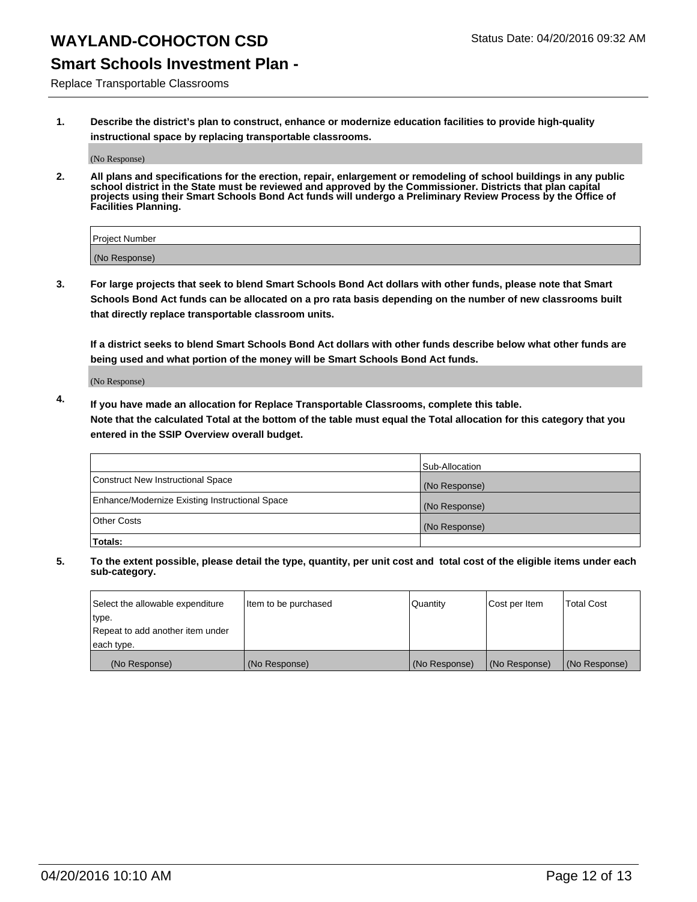# WAYLAND-COHOCTON CSD

Status Date: 04/20/2016 09:32 AM

## Smart Schools Investment Plan -

Replace Transportable Classrooms

**1. Describe the district's plan to construct, enhance or modernize education facilities to provide high-quality instructional space by replacing transportable classrooms.**

(No Response)

**2. All plans and specifications for the erection, repair, enlargement or remodeling of school buildings in any public school district in the State must be reviewed and approved by the Commissioner. Districts that plan capital projects using their Smart Schools Bond Act funds will undergo a Preliminary Review Process by the Office of Facilities Planning.**

| Project Number |
|---|
| (No Response) |

**3. For large projects that seek to blend Smart Schools Bond Act dollars with other funds, please note that Smart Schools Bond Act funds can be allocated on a pro rata basis depending on the number of new classrooms built that directly replace transportable classroom units.**

**If a district seeks to blend Smart Schools Bond Act dollars with other funds describe below what other funds are being used and what portion of the money will be Smart Schools Bond Act funds.**

(No Response)

**4. If you have made an allocation for Replace Transportable Classrooms, complete this table. Note that the calculated Total at the bottom of the table must equal the Total allocation for this category that you entered in the SSIP Overview overall budget.**

| | Sub-Allocation |
|---|---|
| Construct New Instructional Space | (No Response) |
| Enhance/Modernize Existing Instructional Space | (No Response) |
| Other Costs | (No Response) |
| **Totals:** | |

**5. To the extent possible, please detail the type, quantity, per unit cost and total cost of the eligible items under each sub-category.**

| Select the allowable expenditure type. Repeat to add another item under each type. | Item to be purchased | Quantity | Cost per Item | Total Cost |
|---|---|---|---|---|
| (No Response) | (No Response) | (No Response) | (No Response) | (No Response) |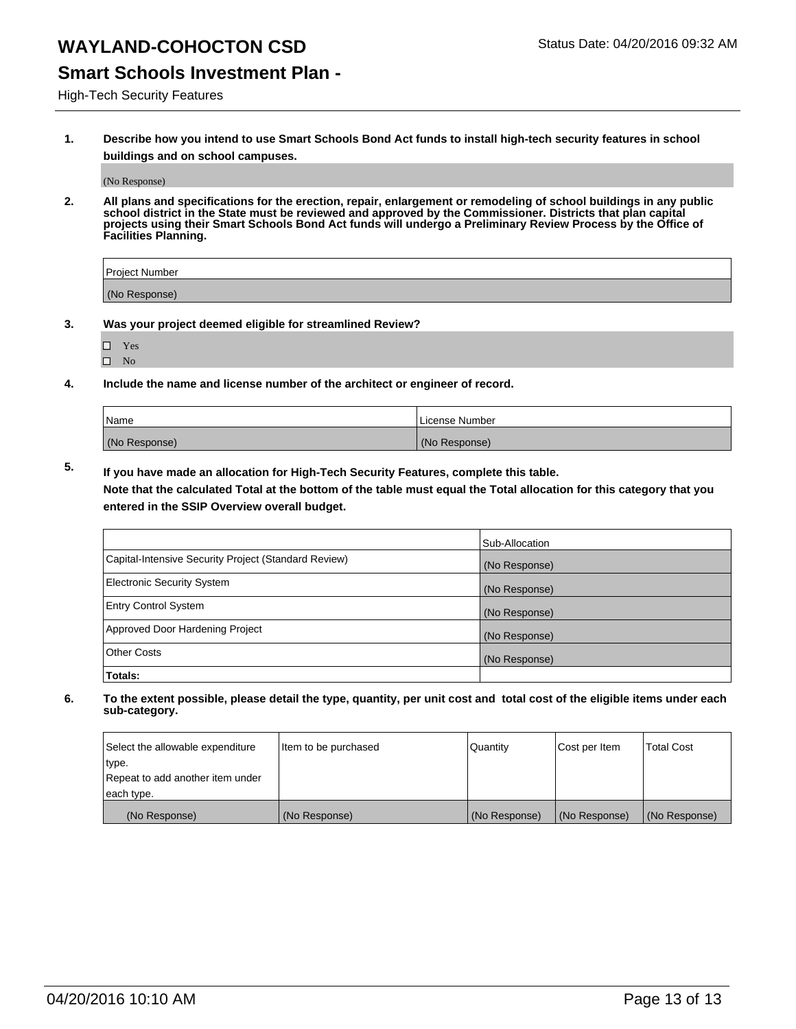# WAYLAND-COHOCTON CSD

Status Date: 04/20/2016 09:32 AM

## Smart Schools Investment Plan -

High-Tech Security Features

**1. Describe how you intend to use Smart Schools Bond Act funds to install high-tech security features in school buildings and on school campuses.**

(No Response)

**2. All plans and specifications for the erection, repair, enlargement or remodeling of school buildings in any public school district in the State must be reviewed and approved by the Commissioner. Districts that plan capital projects using their Smart Schools Bond Act funds will undergo a Preliminary Review Process by the Office of Facilities Planning.**

| Project Number |
|---|
| (No Response) |

**3. Was your project deemed eligible for streamlined Review?**

☐ Yes
☐ No

**4. Include the name and license number of the architect or engineer of record.**

| Name | License Number |
|---|---|
| (No Response) | (No Response) |

**5. If you have made an allocation for High-Tech Security Features, complete this table.**
**Note that the calculated Total at the bottom of the table must equal the Total allocation for this category that you entered in the SSIP Overview overall budget.**

| | Sub-Allocation |
|---|---|
| Capital-Intensive Security Project (Standard Review) | (No Response) |
| Electronic Security System | (No Response) |
| Entry Control System | (No Response) |
| Approved Door Hardening Project | (No Response) |
| Other Costs | (No Response) |
| **Totals:** | |

**6. To the extent possible, please detail the type, quantity, per unit cost and total cost of the eligible items under each sub-category.**

| Select the allowable expenditure type. Repeat to add another item under each type. | Item to be purchased | Quantity | Cost per Item | Total Cost |
|---|---|---|---|---|
| (No Response) | (No Response) | (No Response) | (No Response) | (No Response) |